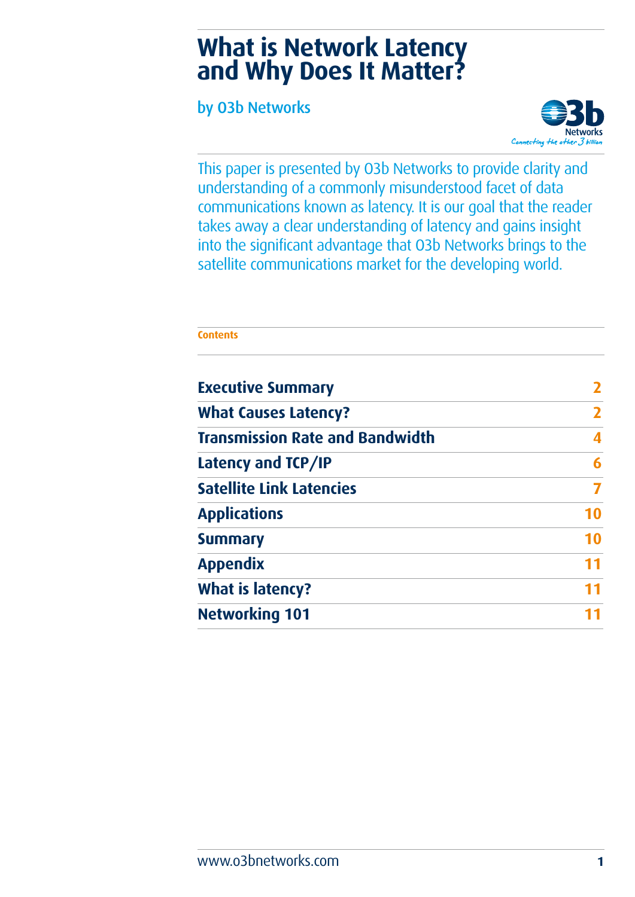# What is Network Latency and Why Does It Matter?

by O3b Networks

This paper is presented by O3b Networks to provide clarity and understanding of a commonly misunderstood facet of data communications known as latency. It is our goal that the reader takes away a clear understanding of latency and gains insight into the significant advantage that O3b Networks brings to the satellite communications market for the developing world.

**Contents**

| | |
|---|---|
| **Executive Summary** | 2 |
| **What Causes Latency?** | 2 |
| **Transmission Rate and Bandwidth** | 4 |
| **Latency and TCP/IP** | 6 |
| **Satellite Link Latencies** | 7 |
| **Applications** | 10 |
| **Summary** | 10 |
| **Appendix** | 11 |
| **What is latency?** | 11 |
| **Networking 101** | 11 |

www.o3bnetworks.com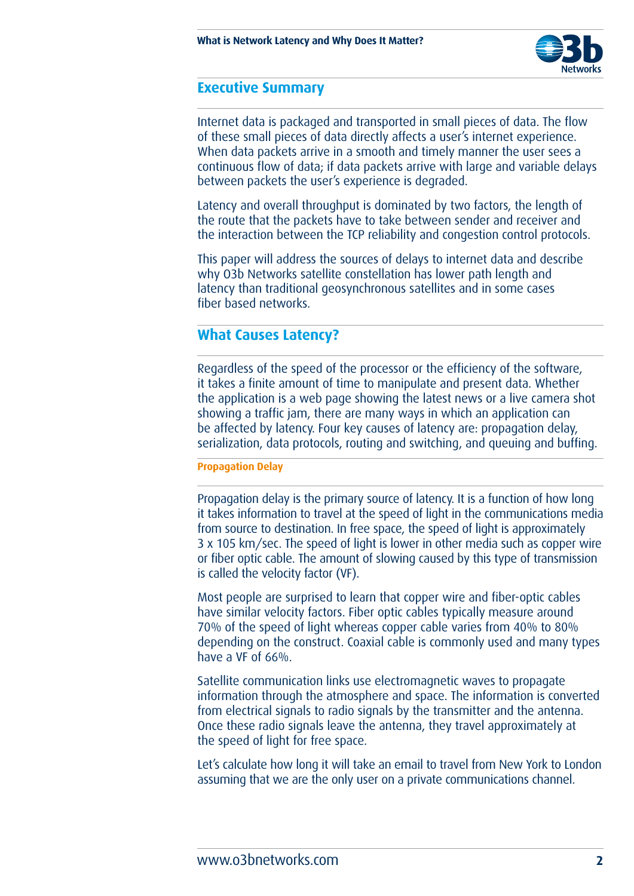## Executive Summary

Internet data is packaged and transported in small pieces of data. The flow of these small pieces of data directly affects a user's internet experience. When data packets arrive in a smooth and timely manner the user sees a continuous flow of data; if data packets arrive with large and variable delays between packets the user's experience is degraded.

Latency and overall throughput is dominated by two factors, the length of the route that the packets have to take between sender and receiver and the interaction between the TCP reliability and congestion control protocols.

This paper will address the sources of delays to internet data and describe why O3b Networks satellite constellation has lower path length and latency than traditional geosynchronous satellites and in some cases fiber based networks.

## What Causes Latency?

Regardless of the speed of the processor or the efficiency of the software, it takes a finite amount of time to manipulate and present data. Whether the application is a web page showing the latest news or a live camera shot showing a traffic jam, there are many ways in which an application can be affected by latency. Four key causes of latency are: propagation delay, serialization, data protocols, routing and switching, and queuing and buffing.

### Propagation Delay

Propagation delay is the primary source of latency. It is a function of how long it takes information to travel at the speed of light in the communications media from source to destination. In free space, the speed of light is approximately 3 x 105 km/sec. The speed of light is lower in other media such as copper wire or fiber optic cable. The amount of slowing caused by this type of transmission is called the velocity factor (VF).

Most people are surprised to learn that copper wire and fiber-optic cables have similar velocity factors. Fiber optic cables typically measure around 70% of the speed of light whereas copper cable varies from 40% to 80% depending on the construct. Coaxial cable is commonly used and many types have a VF of 66%.

Satellite communication links use electromagnetic waves to propagate information through the atmosphere and space. The information is converted from electrical signals to radio signals by the transmitter and the antenna. Once these radio signals leave the antenna, they travel approximately at the speed of light for free space.

Let's calculate how long it will take an email to travel from New York to London assuming that we are the only user on a private communications channel.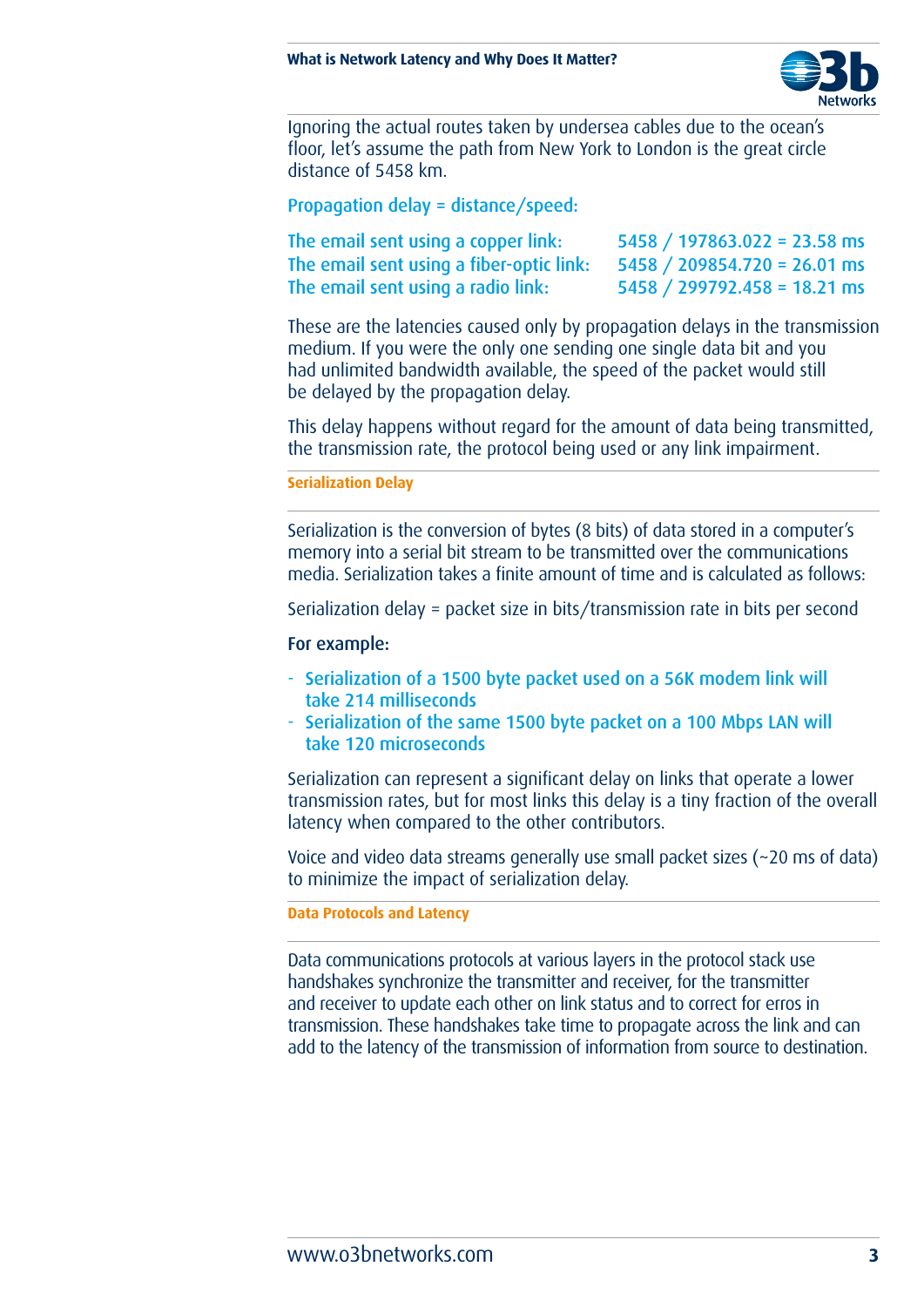Ignoring the actual routes taken by undersea cables due to the ocean's floor, let's assume the path from New York to London is the great circle distance of 5458 km.

Propagation delay = distance/speed:

| | |
|---|---|
| The email sent using a copper link: | 5458 / 197863.022 = 23.58 ms |
| The email sent using a fiber-optic link: | 5458 / 209854.720 = 26.01 ms |
| The email sent using a radio link: | 5458 / 299792.458 = 18.21 ms |

These are the latencies caused only by propagation delays in the transmission medium. If you were the only one sending one single data bit and you had unlimited bandwidth available, the speed of the packet would still be delayed by the propagation delay.

This delay happens without regard for the amount of data being transmitted, the transmission rate, the protocol being used or any link impairment.

### Serialization Delay

Serialization is the conversion of bytes (8 bits) of data stored in a computer's memory into a serial bit stream to be transmitted over the communications media. Serialization takes a finite amount of time and is calculated as follows:

Serialization delay = packet size in bits/transmission rate in bits per second

For example:

- Serialization of a 1500 byte packet used on a 56K modem link will take 214 milliseconds
- Serialization of the same 1500 byte packet on a 100 Mbps LAN will take 120 microseconds

Serialization can represent a significant delay on links that operate a lower transmission rates, but for most links this delay is a tiny fraction of the overall latency when compared to the other contributors.

Voice and video data streams generally use small packet sizes (~20 ms of data) to minimize the impact of serialization delay.

### Data Protocols and Latency

Data communications protocols at various layers in the protocol stack use handshakes synchronize the transmitter and receiver, for the transmitter and receiver to update each other on link status and to correct for erros in transmission. These handshakes take time to propagate across the link and can add to the latency of the transmission of information from source to destination.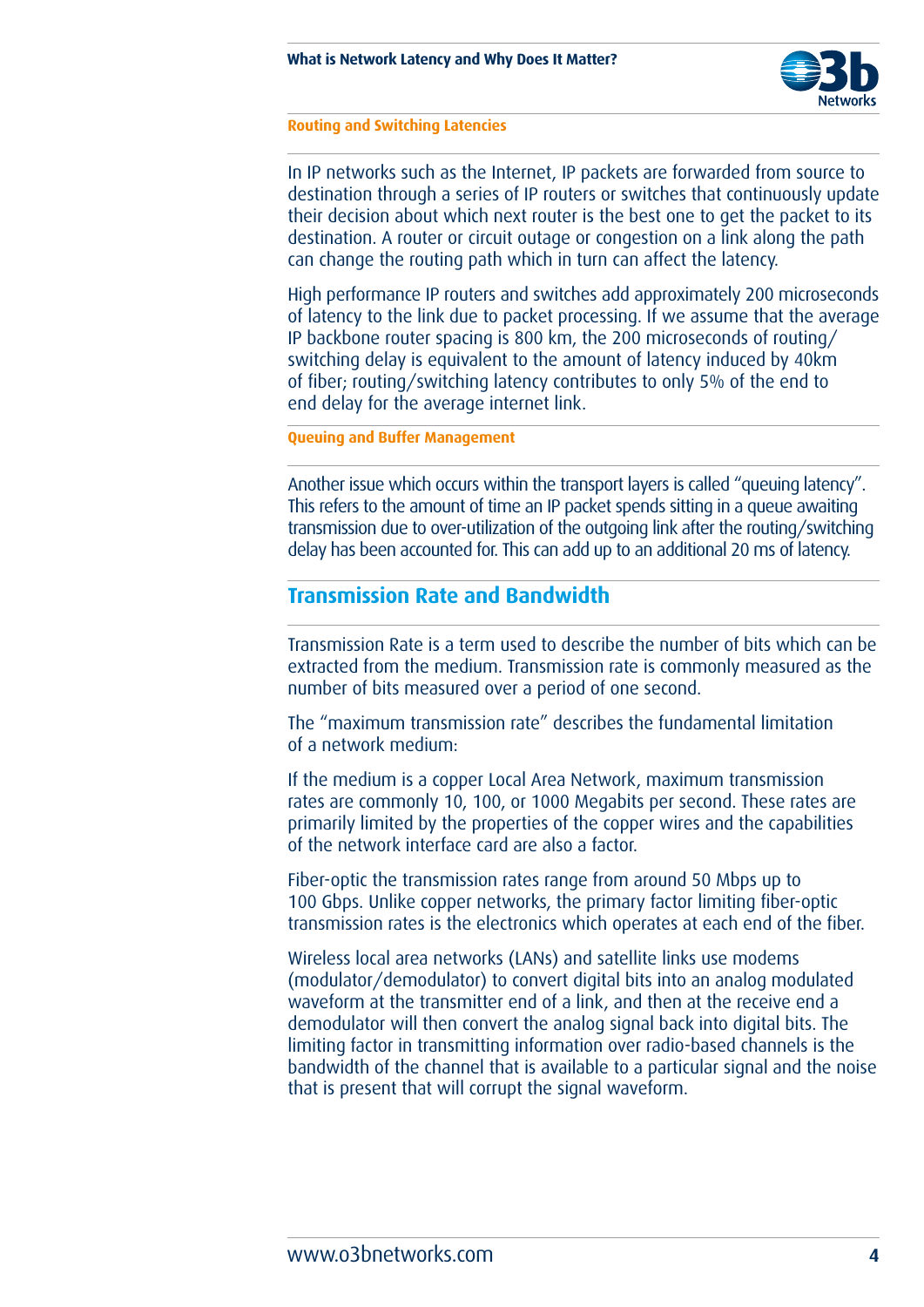### Routing and Switching Latencies

In IP networks such as the Internet, IP packets are forwarded from source to destination through a series of IP routers or switches that continuously update their decision about which next router is the best one to get the packet to its destination. A router or circuit outage or congestion on a link along the path can change the routing path which in turn can affect the latency.

High performance IP routers and switches add approximately 200 microseconds of latency to the link due to packet processing. If we assume that the average IP backbone router spacing is 800 km, the 200 microseconds of routing/switching delay is equivalent to the amount of latency induced by 40km of fiber; routing/switching latency contributes to only 5% of the end to end delay for the average internet link.

### Queuing and Buffer Management

Another issue which occurs within the transport layers is called "queuing latency". This refers to the amount of time an IP packet spends sitting in a queue awaiting transmission due to over-utilization of the outgoing link after the routing/switching delay has been accounted for. This can add up to an additional 20 ms of latency.

## Transmission Rate and Bandwidth

Transmission Rate is a term used to describe the number of bits which can be extracted from the medium. Transmission rate is commonly measured as the number of bits measured over a period of one second.

The "maximum transmission rate" describes the fundamental limitation of a network medium:

If the medium is a copper Local Area Network, maximum transmission rates are commonly 10, 100, or 1000 Megabits per second. These rates are primarily limited by the properties of the copper wires and the capabilities of the network interface card are also a factor.

Fiber-optic the transmission rates range from around 50 Mbps up to 100 Gbps. Unlike copper networks, the primary factor limiting fiber-optic transmission rates is the electronics which operates at each end of the fiber.

Wireless local area networks (LANs) and satellite links use modems (modulator/demodulator) to convert digital bits into an analog modulated waveform at the transmitter end of a link, and then at the receive end a demodulator will then convert the analog signal back into digital bits. The limiting factor in transmitting information over radio-based channels is the bandwidth of the channel that is available to a particular signal and the noise that is present that will corrupt the signal waveform.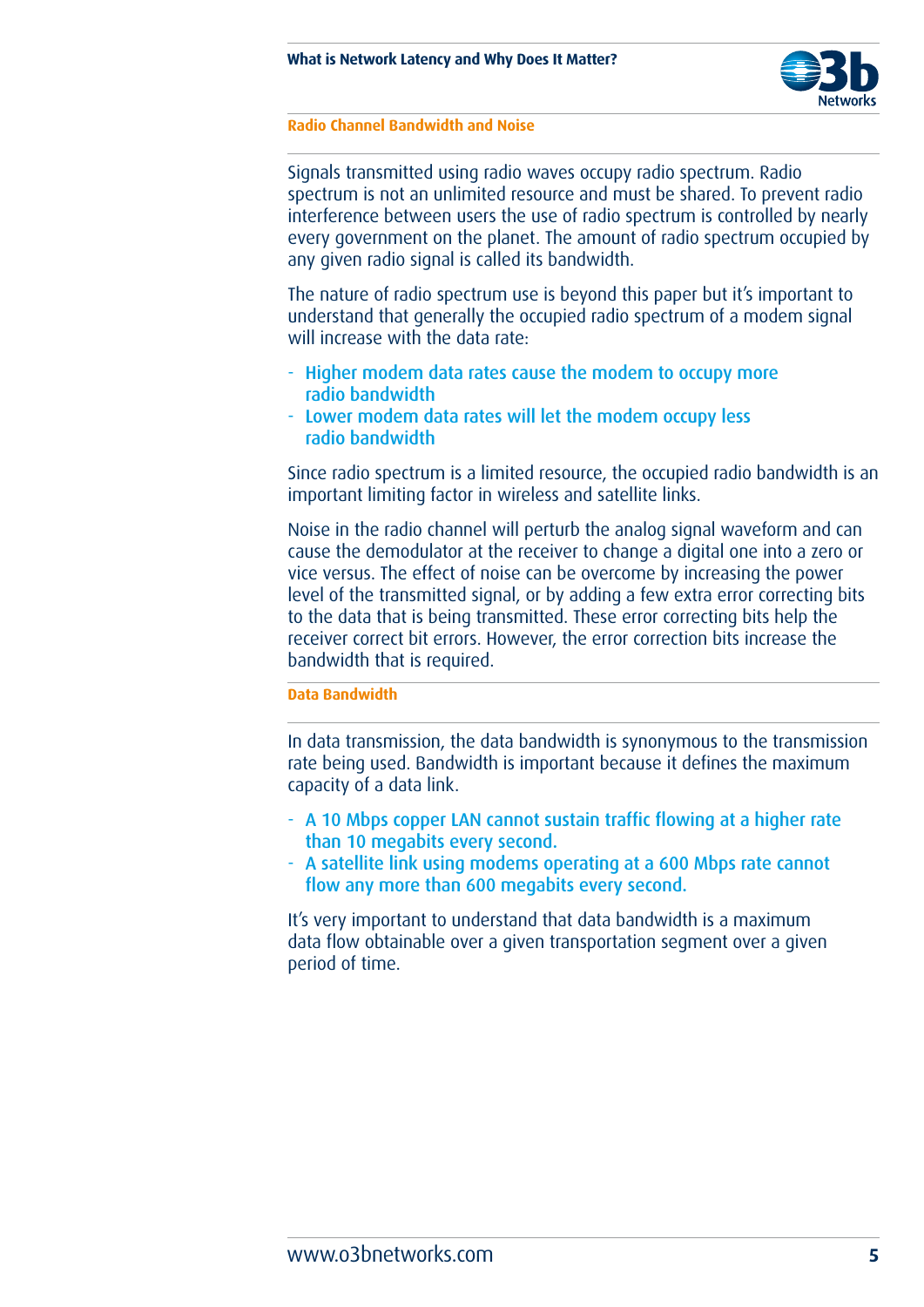## Radio Channel Bandwidth and Noise

Signals transmitted using radio waves occupy radio spectrum. Radio spectrum is not an unlimited resource and must be shared. To prevent radio interference between users the use of radio spectrum is controlled by nearly every government on the planet. The amount of radio spectrum occupied by any given radio signal is called its bandwidth.

The nature of radio spectrum use is beyond this paper but it's important to understand that generally the occupied radio spectrum of a modem signal will increase with the data rate:

- Higher modem data rates cause the modem to occupy more radio bandwidth
- Lower modem data rates will let the modem occupy less radio bandwidth

Since radio spectrum is a limited resource, the occupied radio bandwidth is an important limiting factor in wireless and satellite links.

Noise in the radio channel will perturb the analog signal waveform and can cause the demodulator at the receiver to change a digital one into a zero or vice versus. The effect of noise can be overcome by increasing the power level of the transmitted signal, or by adding a few extra error correcting bits to the data that is being transmitted. These error correcting bits help the receiver correct bit errors. However, the error correction bits increase the bandwidth that is required.

## Data Bandwidth

In data transmission, the data bandwidth is synonymous to the transmission rate being used. Bandwidth is important because it defines the maximum capacity of a data link.

- A 10 Mbps copper LAN cannot sustain traffic flowing at a higher rate than 10 megabits every second.
- A satellite link using modems operating at a 600 Mbps rate cannot flow any more than 600 megabits every second.

It's very important to understand that data bandwidth is a maximum data flow obtainable over a given transportation segment over a given period of time.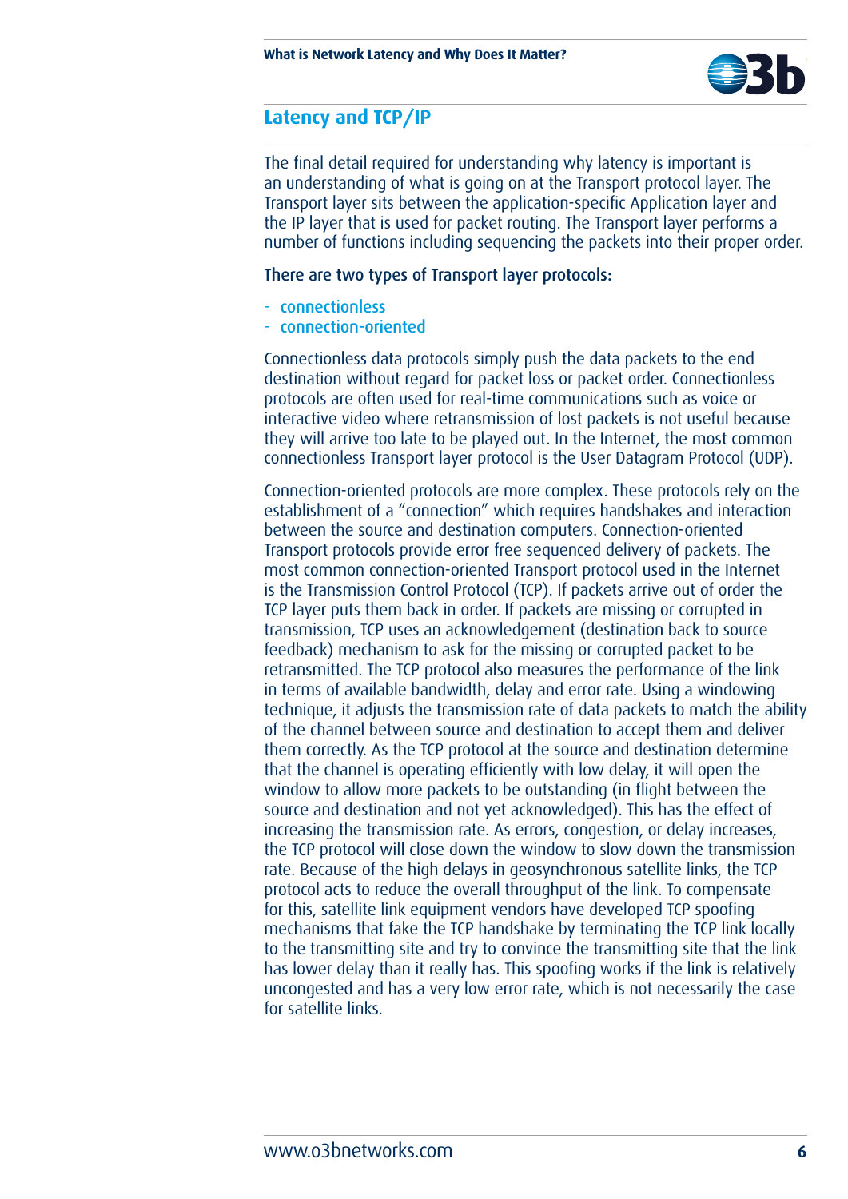## Latency and TCP/IP

The final detail required for understanding why latency is important is an understanding of what is going on at the Transport protocol layer. The Transport layer sits between the application-specific Application layer and the IP layer that is used for packet routing. The Transport layer performs a number of functions including sequencing the packets into their proper order.

There are two types of Transport layer protocols:

- connectionless
- connection-oriented

Connectionless data protocols simply push the data packets to the end destination without regard for packet loss or packet order. Connectionless protocols are often used for real-time communications such as voice or interactive video where retransmission of lost packets is not useful because they will arrive too late to be played out. In the Internet, the most common connectionless Transport layer protocol is the User Datagram Protocol (UDP).

Connection-oriented protocols are more complex. These protocols rely on the establishment of a "connection" which requires handshakes and interaction between the source and destination computers. Connection-oriented Transport protocols provide error free sequenced delivery of packets. The most common connection-oriented Transport protocol used in the Internet is the Transmission Control Protocol (TCP). If packets arrive out of order the TCP layer puts them back in order. If packets are missing or corrupted in transmission, TCP uses an acknowledgement (destination back to source feedback) mechanism to ask for the missing or corrupted packet to be retransmitted. The TCP protocol also measures the performance of the link in terms of available bandwidth, delay and error rate. Using a windowing technique, it adjusts the transmission rate of data packets to match the ability of the channel between source and destination to accept them and deliver them correctly. As the TCP protocol at the source and destination determine that the channel is operating efficiently with low delay, it will open the window to allow more packets to be outstanding (in flight between the source and destination and not yet acknowledged). This has the effect of increasing the transmission rate. As errors, congestion, or delay increases, the TCP protocol will close down the window to slow down the transmission rate. Because of the high delays in geosynchronous satellite links, the TCP protocol acts to reduce the overall throughput of the link. To compensate for this, satellite link equipment vendors have developed TCP spoofing mechanisms that fake the TCP handshake by terminating the TCP link locally to the transmitting site and try to convince the transmitting site that the link has lower delay than it really has. This spoofing works if the link is relatively uncongested and has a very low error rate, which is not necessarily the case for satellite links.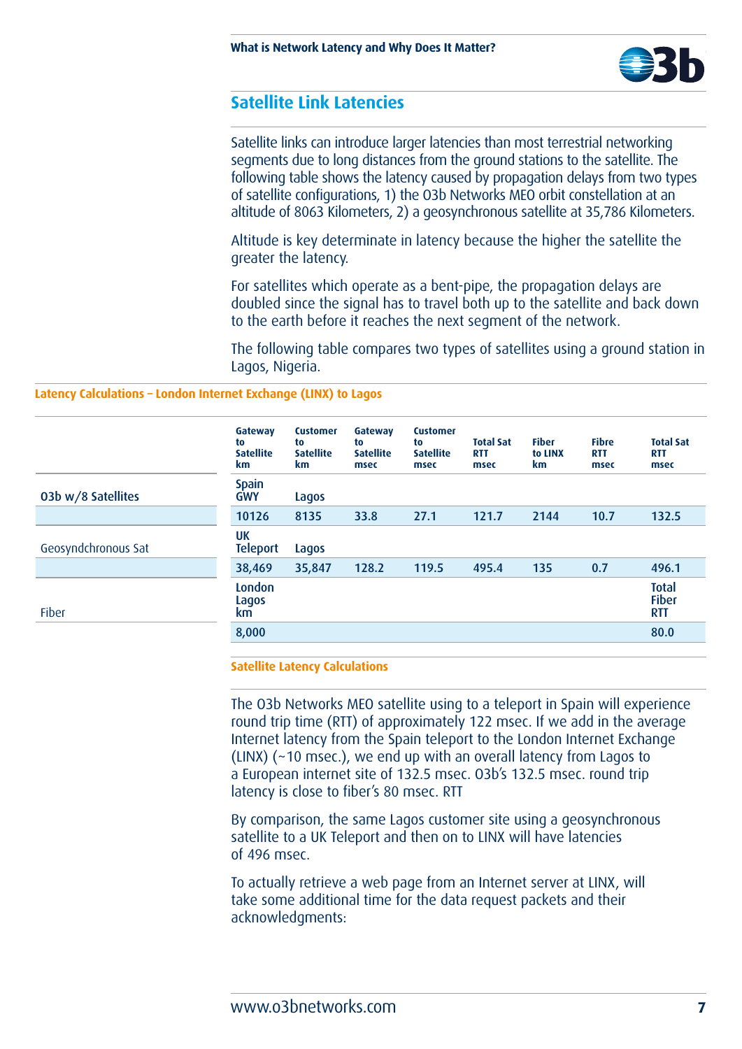## Satellite Link Latencies

Satellite links can introduce larger latencies than most terrestrial networking segments due to long distances from the ground stations to the satellite. The following table shows the latency caused by propagation delays from two types of satellite configurations, 1) the O3b Networks MEO orbit constellation at an altitude of 8063 Kilometers, 2) a geosynchronous satellite at 35,786 Kilometers.

Altitude is key determinate in latency because the higher the satellite the greater the latency.

For satellites which operate as a bent-pipe, the propagation delays are doubled since the signal has to travel both up to the satellite and back down to the earth before it reaches the next segment of the network.

The following table compares two types of satellites using a ground station in Lagos, Nigeria.

**Latency Calculations – London Internet Exchange (LINX) to Lagos**

| | Gateway to Satellite km | Customer to Satellite km | Gateway to Satellite msec | Customer to Satellite msec | Total Sat RTT msec | Fiber to LINX km | Fibre RTT msec | Total Sat RTT msec |
|---|---|---|---|---|---|---|---|---|
| O3b w/8 Satellites | Spain GWY | Lagos | | | | | | |
| | 10126 | 8135 | 33.8 | 27.1 | 121.7 | 2144 | 10.7 | 132.5 |
| Geosyndchronous Sat | UK Teleport | Lagos | | | | | | |
| | 38,469 | 35,847 | 128.2 | 119.5 | 495.4 | 135 | 0.7 | 496.1 |
| Fiber | London Lagos km | | | | | | | Total Fiber RTT |
| | 8,000 | | | | | | | 80.0 |

**Satellite Latency Calculations**

The O3b Networks MEO satellite using to a teleport in Spain will experience round trip time (RTT) of approximately 122 msec. If we add in the average Internet latency from the Spain teleport to the London Internet Exchange (LINX) (~10 msec.), we end up with an overall latency from Lagos to a European internet site of 132.5 msec. O3b's 132.5 msec. round trip latency is close to fiber's 80 msec. RTT

By comparison, the same Lagos customer site using a geosynchronous satellite to a UK Teleport and then on to LINX will have latencies of 496 msec.

To actually retrieve a web page from an Internet server at LINX, will take some additional time for the data request packets and their acknowledgments: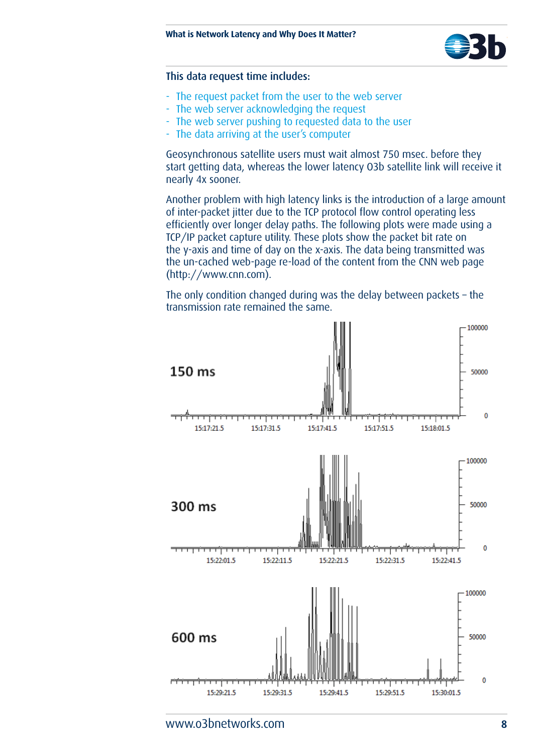This data request time includes:

- The request packet from the user to the web server
- The web server acknowledging the request
- The web server pushing to requested data to the user
- The data arriving at the user's computer

Geosynchronous satellite users must wait almost 750 msec. before they start getting data, whereas the lower latency O3b satellite link will receive it nearly 4x sooner.

Another problem with high latency links is the introduction of a large amount of inter-packet jitter due to the TCP protocol flow control operating less efficiently over longer delay paths. The following plots were made using a TCP/IP packet capture utility. These plots show the packet bit rate on the y-axis and time of day on the x-axis. The data being transmitted was the un-cached web-page re-load of the content from the CNN web page (http://www.cnn.com).

The only condition changed during was the delay between packets – the transmission rate remained the same.

150 ms

300 ms

600 ms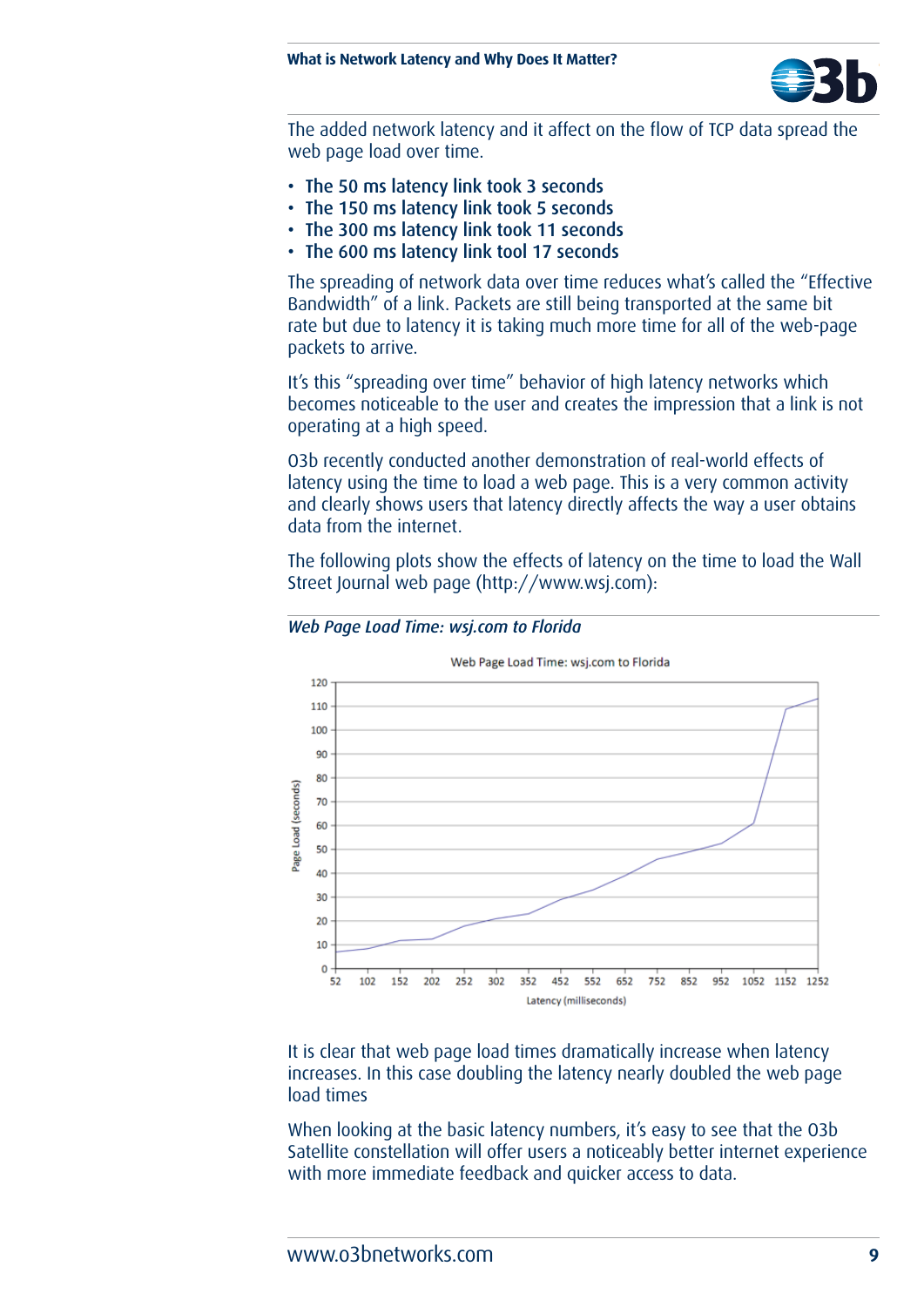The added network latency and it affect on the flow of TCP data spread the web page load over time.

- The 50 ms latency link took 3 seconds
- The 150 ms latency link took 5 seconds
- The 300 ms latency link took 11 seconds
- The 600 ms latency link tool 17 seconds

The spreading of network data over time reduces what's called the "Effective Bandwidth" of a link. Packets are still being transported at the same bit rate but due to latency it is taking much more time for all of the web-page packets to arrive.

It's this "spreading over time" behavior of high latency networks which becomes noticeable to the user and creates the impression that a link is not operating at a high speed.

O3b recently conducted another demonstration of real-world effects of latency using the time to load a web page. This is a very common activity and clearly shows users that latency directly affects the way a user obtains data from the internet.

The following plots show the effects of latency on the time to load the Wall Street Journal web page (http://www.wsj.com):

*Web Page Load Time: wsj.com to Florida*

It is clear that web page load times dramatically increase when latency increases. In this case doubling the latency nearly doubled the web page load times

When looking at the basic latency numbers, it's easy to see that the O3b Satellite constellation will offer users a noticeably better internet experience with more immediate feedback and quicker access to data.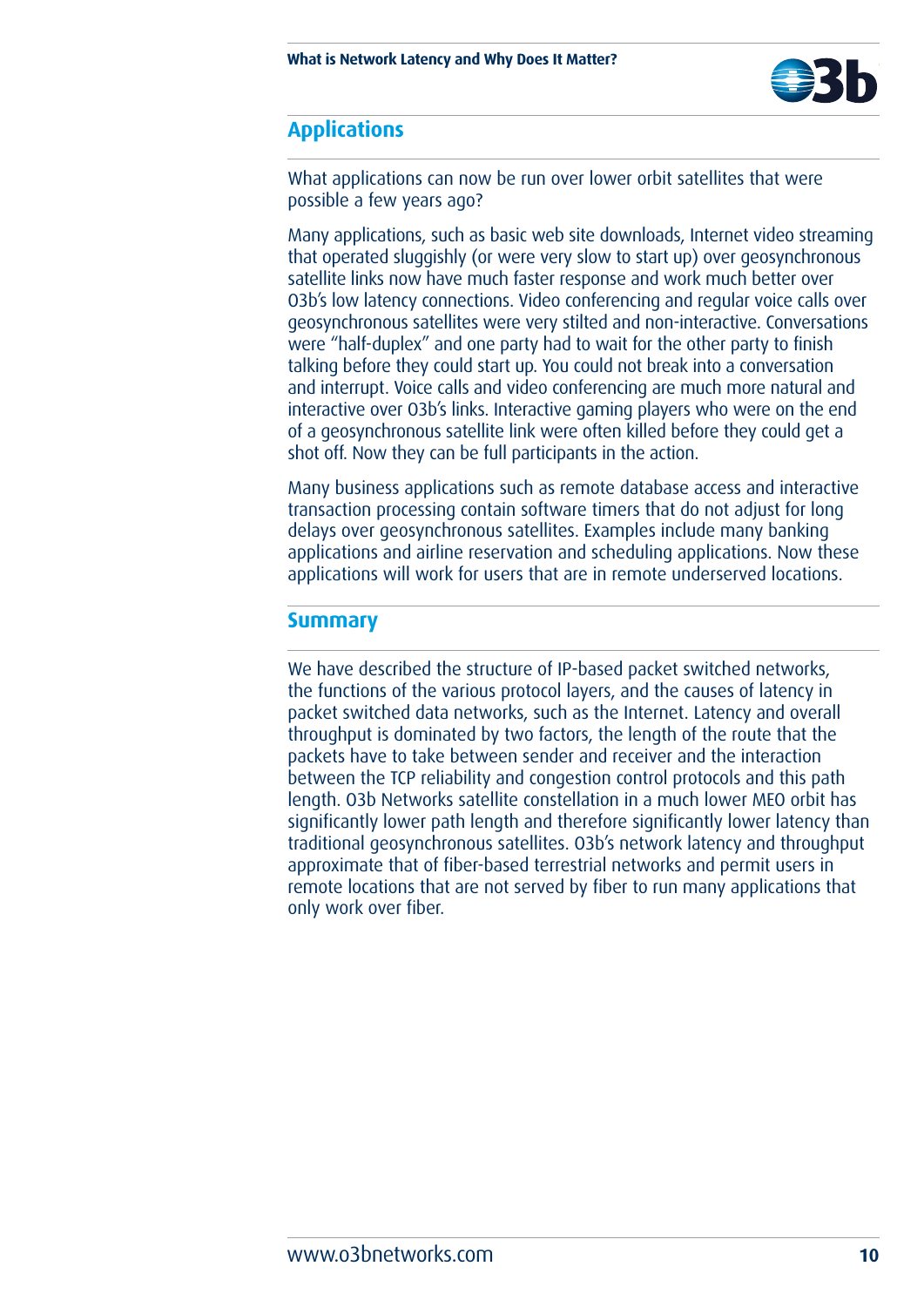## Applications

What applications can now be run over lower orbit satellites that were possible a few years ago?

Many applications, such as basic web site downloads, Internet video streaming that operated sluggishly (or were very slow to start up) over geosynchronous satellite links now have much faster response and work much better over O3b's low latency connections. Video conferencing and regular voice calls over geosynchronous satellites were very stilted and non-interactive. Conversations were "half-duplex" and one party had to wait for the other party to finish talking before they could start up. You could not break into a conversation and interrupt. Voice calls and video conferencing are much more natural and interactive over O3b's links. Interactive gaming players who were on the end of a geosynchronous satellite link were often killed before they could get a shot off. Now they can be full participants in the action.

Many business applications such as remote database access and interactive transaction processing contain software timers that do not adjust for long delays over geosynchronous satellites. Examples include many banking applications and airline reservation and scheduling applications. Now these applications will work for users that are in remote underserved locations.

## Summary

We have described the structure of IP-based packet switched networks, the functions of the various protocol layers, and the causes of latency in packet switched data networks, such as the Internet. Latency and overall throughput is dominated by two factors, the length of the route that the packets have to take between sender and receiver and the interaction between the TCP reliability and congestion control protocols and this path length. O3b Networks satellite constellation in a much lower MEO orbit has significantly lower path length and therefore significantly lower latency than traditional geosynchronous satellites. O3b's network latency and throughput approximate that of fiber-based terrestrial networks and permit users in remote locations that are not served by fiber to run many applications that only work over fiber.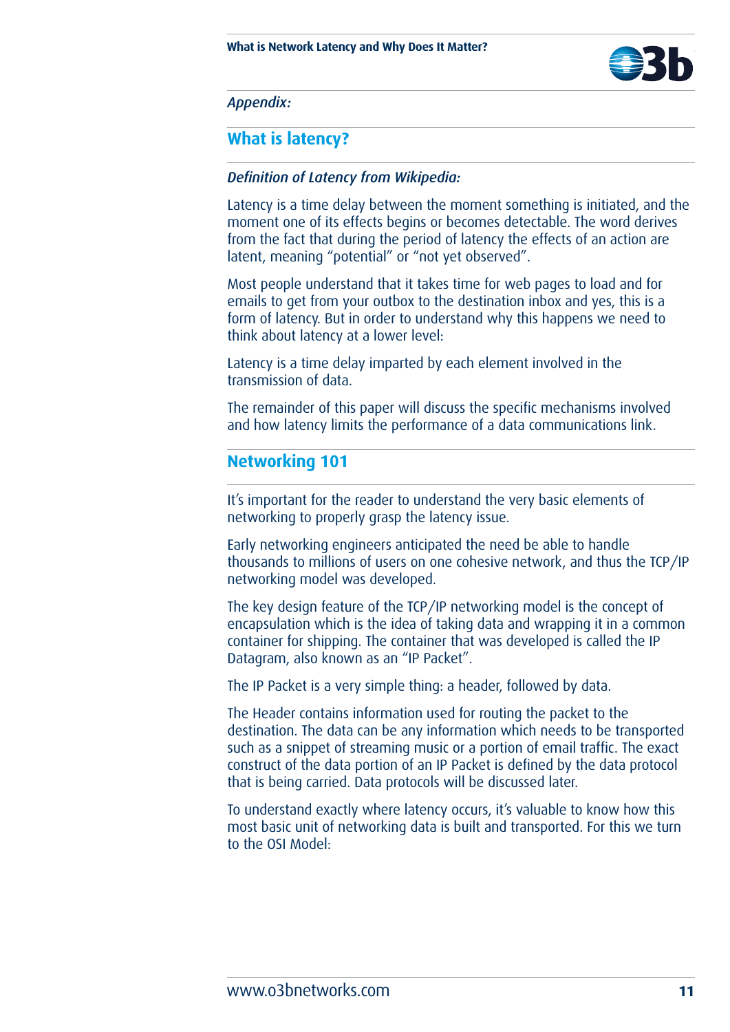*Appendix:*

## What is latency?

***Definition of Latency from Wikipedia:***

Latency is a time delay between the moment something is initiated, and the moment one of its effects begins or becomes detectable. The word derives from the fact that during the period of latency the effects of an action are latent, meaning "potential" or "not yet observed".

Most people understand that it takes time for web pages to load and for emails to get from your outbox to the destination inbox and yes, this is a form of latency. But in order to understand why this happens we need to think about latency at a lower level:

Latency is a time delay imparted by each element involved in the transmission of data.

The remainder of this paper will discuss the specific mechanisms involved and how latency limits the performance of a data communications link.

## Networking 101

It's important for the reader to understand the very basic elements of networking to properly grasp the latency issue.

Early networking engineers anticipated the need be able to handle thousands to millions of users on one cohesive network, and thus the TCP/IP networking model was developed.

The key design feature of the TCP/IP networking model is the concept of encapsulation which is the idea of taking data and wrapping it in a common container for shipping. The container that was developed is called the IP Datagram, also known as an "IP Packet".

The IP Packet is a very simple thing: a header, followed by data.

The Header contains information used for routing the packet to the destination. The data can be any information which needs to be transported such as a snippet of streaming music or a portion of email traffic. The exact construct of the data portion of an IP Packet is defined by the data protocol that is being carried. Data protocols will be discussed later.

To understand exactly where latency occurs, it's valuable to know how this most basic unit of networking data is built and transported. For this we turn to the OSI Model: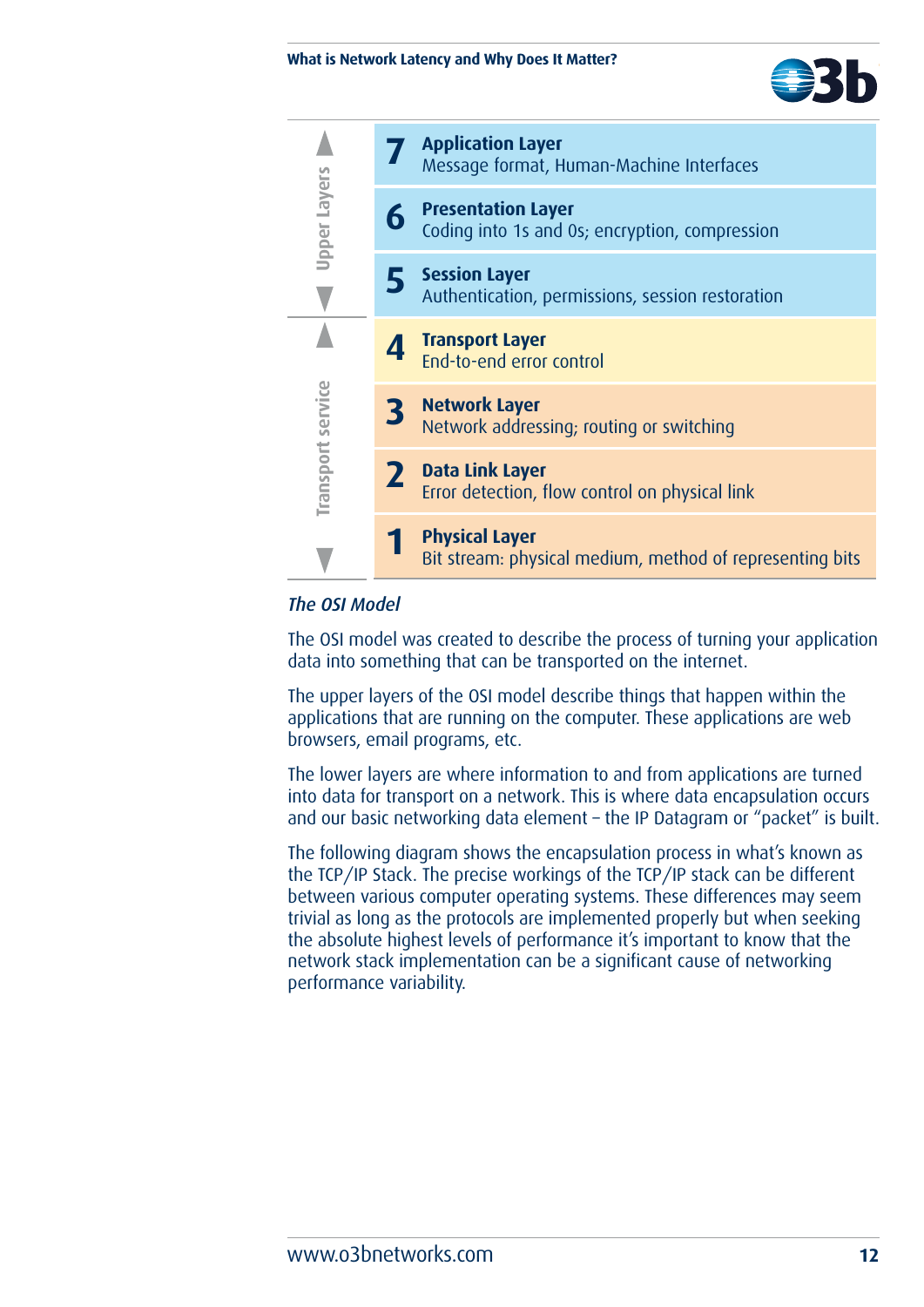| | Layer | Description |
|---|---|---|
| Upper Layers | **7 Application Layer** | Message format, Human-Machine Interfaces |
| | **6 Presentation Layer** | Coding into 1s and 0s; encryption, compression |
| | **5 Session Layer** | Authentication, permissions, session restoration |
| Transport service | **4 Transport Layer** | End-to-end error control |
| | **3 Network Layer** | Network addressing; routing or switching |
| | **2 Data Link Layer** | Error detection, flow control on physical link |
| | **1 Physical Layer** | Bit stream: physical medium, method of representing bits |

*The OSI Model*

The OSI model was created to describe the process of turning your application data into something that can be transported on the internet.

The upper layers of the OSI model describe things that happen within the applications that are running on the computer. These applications are web browsers, email programs, etc.

The lower layers are where information to and from applications are turned into data for transport on a network. This is where data encapsulation occurs and our basic networking data element – the IP Datagram or "packet" is built.

The following diagram shows the encapsulation process in what's known as the TCP/IP Stack. The precise workings of the TCP/IP stack can be different between various computer operating systems. These differences may seem trivial as long as the protocols are implemented properly but when seeking the absolute highest levels of performance it's important to know that the network stack implementation can be a significant cause of networking performance variability.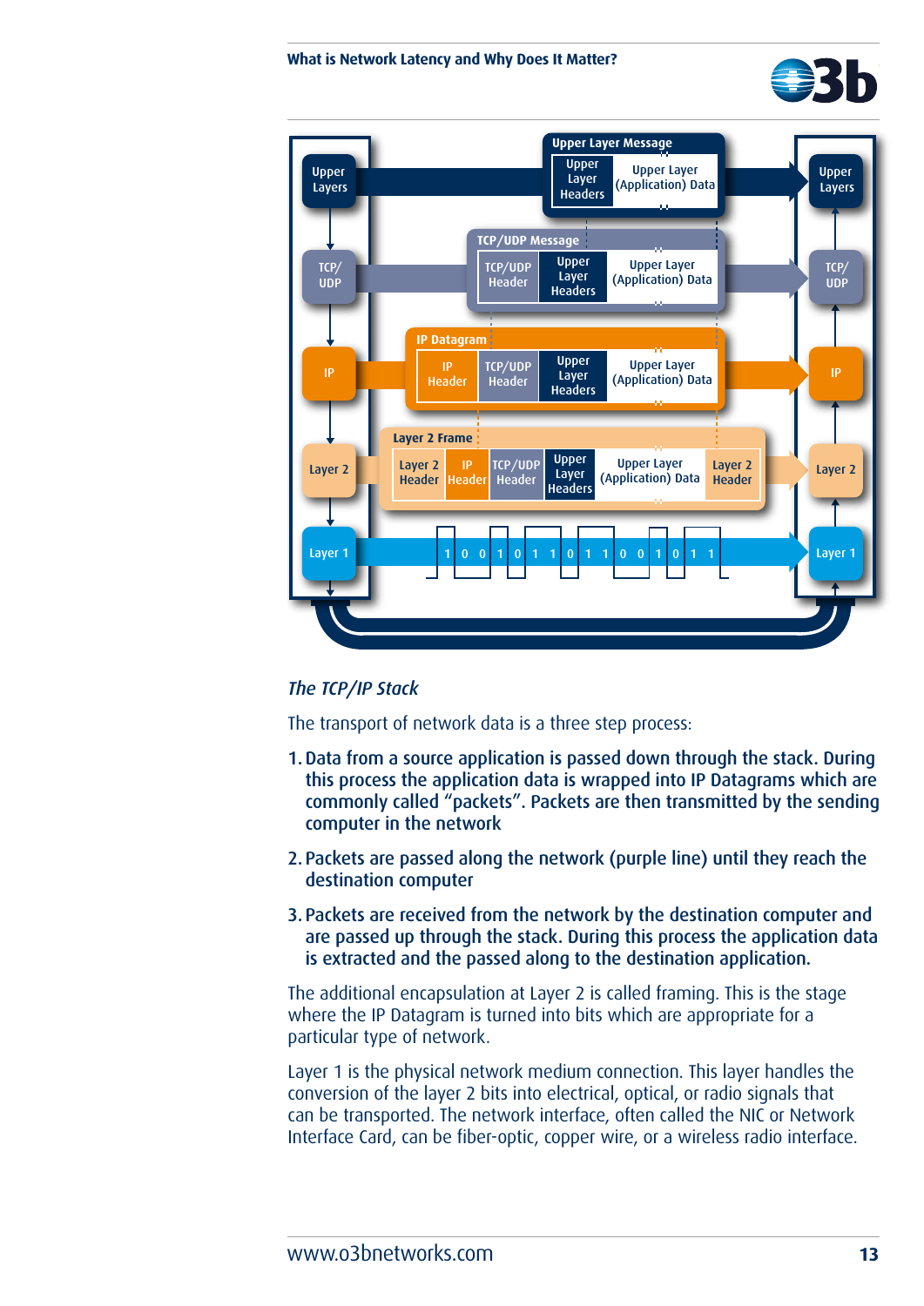Upper Layers

Upper Layer Message

Upper Layer Headers

Upper Layer (Application) Data

Upper Layers

TCP/ UDP

TCP/UDP Message

TCP/UDP Header

Upper Layer Headers

Upper Layer (Application) Data

TCP/ UDP

IP

IP Datagram

IP Header

TCP/UDP Header

Upper Layer Headers

Upper Layer (Application) Data

IP

Layer 2

Layer 2 Frame

Layer 2 Header

IP Header

TCP/UDP Header

Upper Layer Headers

Upper Layer (Application) Data

Layer 2 Header

Layer 2

Layer 1

1 0 0 1 0 1 1 0 1 1 0 0 1 0 1 1

Layer 1

*The TCP/IP Stack*

The transport of network data is a three step process:

1. Data from a source application is passed down through the stack. During this process the application data is wrapped into IP Datagrams which are commonly called “packets”. Packets are then transmitted by the sending computer in the network
2. Packets are passed along the network (purple line) until they reach the destination computer
3. Packets are received from the network by the destination computer and are passed up through the stack. During this process the application data is extracted and the passed along to the destination application.

The additional encapsulation at Layer 2 is called framing. This is the stage where the IP Datagram is turned into bits which are appropriate for a particular type of network.

Layer 1 is the physical network medium connection. This layer handles the conversion of the layer 2 bits into electrical, optical, or radio signals that can be transported. The network interface, often called the NIC or Network Interface Card, can be fiber-optic, copper wire, or a wireless radio interface.